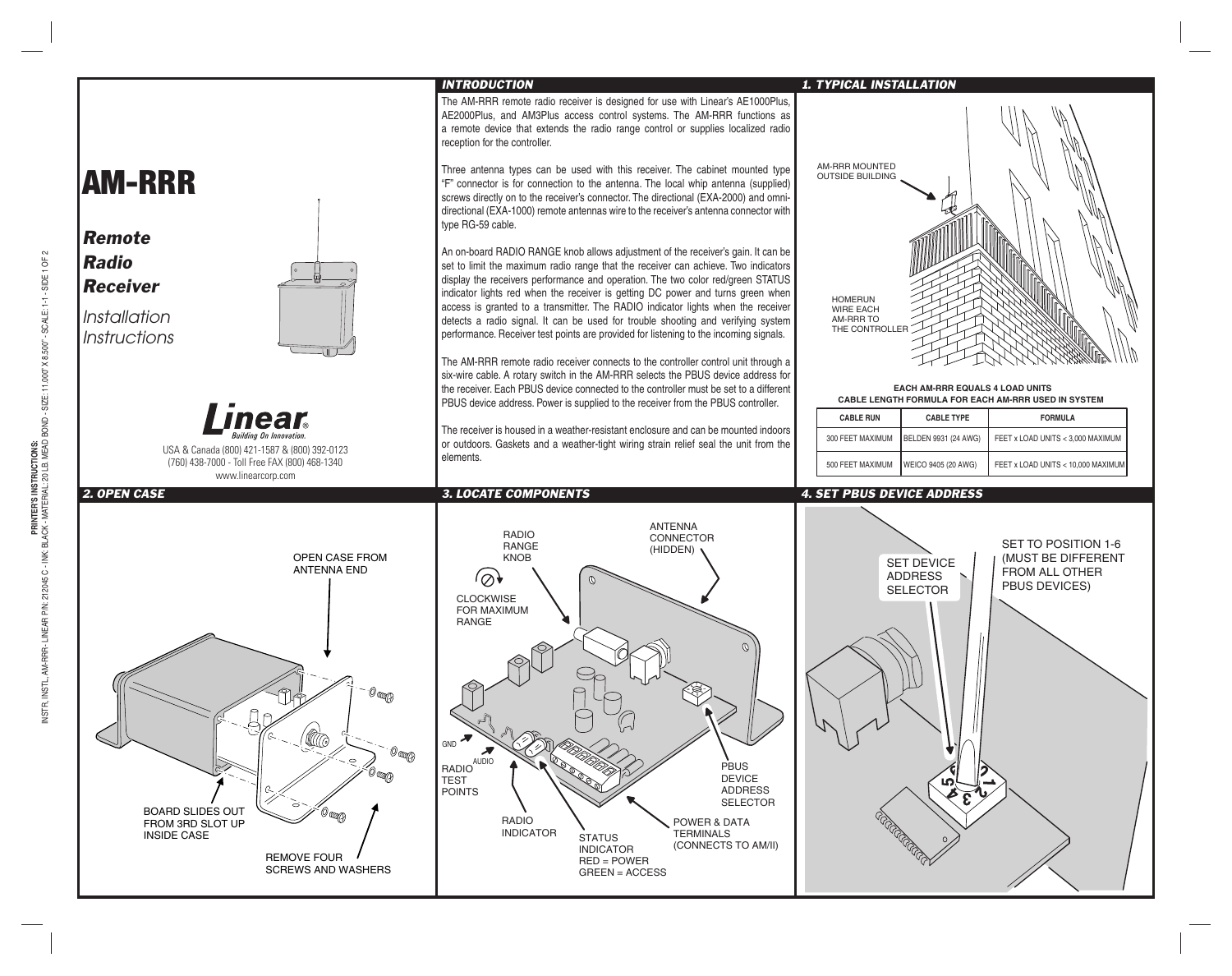# AM-RRR

## *Remote Radio Receiver*

*Installation Instructions*

**Linear** *Building On Innovation.*

USA & Canada (800) 421-1587 & (800) 392-0123
(760) 438-7000 - Toll Free FAX (800) 468-1340
www.linearcorp.com

## INTRODUCTION

The AM-RRR remote radio receiver is designed for use with Linear's AE1000Plus, AE2000Plus, and AM3Plus access control systems. The AM-RRR functions as a remote device that extends the radio range control or supplies localized radio reception for the controller.

Three antenna types can be used with this receiver. The cabinet mounted type "F" connector is for connection to the antenna. The local whip antenna (supplied) screws directly on to the receiver's connector. The directional (EXA-2000) and omni-directional (EXA-1000) remote antennas wire to the receiver's antenna connector with type RG-59 cable.

An on-board RADIO RANGE knob allows adjustment of the receiver's gain. It can be set to limit the maximum radio range that the receiver can achieve. Two indicators display the receivers performance and operation. The two color red/green STATUS indicator lights red when the receiver is getting DC power and turns green when access is granted to a transmitter. The RADIO indicator lights when the receiver detects a radio signal. It can be used for trouble shooting and verifying system performance. Receiver test points are provided for listening to the incoming signals.

The AM-RRR remote radio receiver connects to the controller control unit through a six-wire cable. A rotary switch in the AM-RRR selects the PBUS device address for the receiver. Each PBUS device connected to the controller must be set to a different PBUS device address. Power is supplied to the receiver from the PBUS controller.

The receiver is housed in a weather-resistant enclosure and can be mounted indoors or outdoors. Gaskets and a weather-tight wiring strain relief seal the unit from the elements.

## 1. TYPICAL INSTALLATION

AM-RRR MOUNTED OUTSIDE BUILDING

HOMERUN WIRE EACH AM-RRR TO THE CONTROLLER

**EACH AM-RRR EQUALS 4 LOAD UNITS**
**CABLE LENGTH FORMULA FOR EACH AM-RRR USED IN SYSTEM**

| CABLE RUN | CABLE TYPE | FORMULA |
|---|---|---|
| 300 FEET MAXIMUM | BELDEN 9931 (24 AWG) | FEET x LOAD UNITS < 3,000 MAXIMUM |
| 500 FEET MAXIMUM | WEICO 9405 (20 AWG) | FEET x LOAD UNITS < 10,000 MAXIMUM |

## 2. OPEN CASE

OPEN CASE FROM ANTENNA END

BOARD SLIDES OUT FROM 3RD SLOT UP INSIDE CASE

REMOVE FOUR SCREWS AND WASHERS

## 3. LOCATE COMPONENTS

RADIO RANGE KNOB

CLOCKWISE FOR MAXIMUM RANGE

ANTENNA CONNECTOR (HIDDEN)

GND

AUDIO

RADIO TEST POINTS

RADIO INDICATOR

STATUS INDICATOR
RED = POWER
GREEN = ACCESS

POWER & DATA TERMINALS (CONNECTS TO AM/II)

PBUS DEVICE ADDRESS SELECTOR

## 4. SET PBUS DEVICE ADDRESS

SET DEVICE ADDRESS SELECTOR

SET TO POSITION 1-6 (MUST BE DIFFERENT FROM ALL OTHER PBUS DEVICES)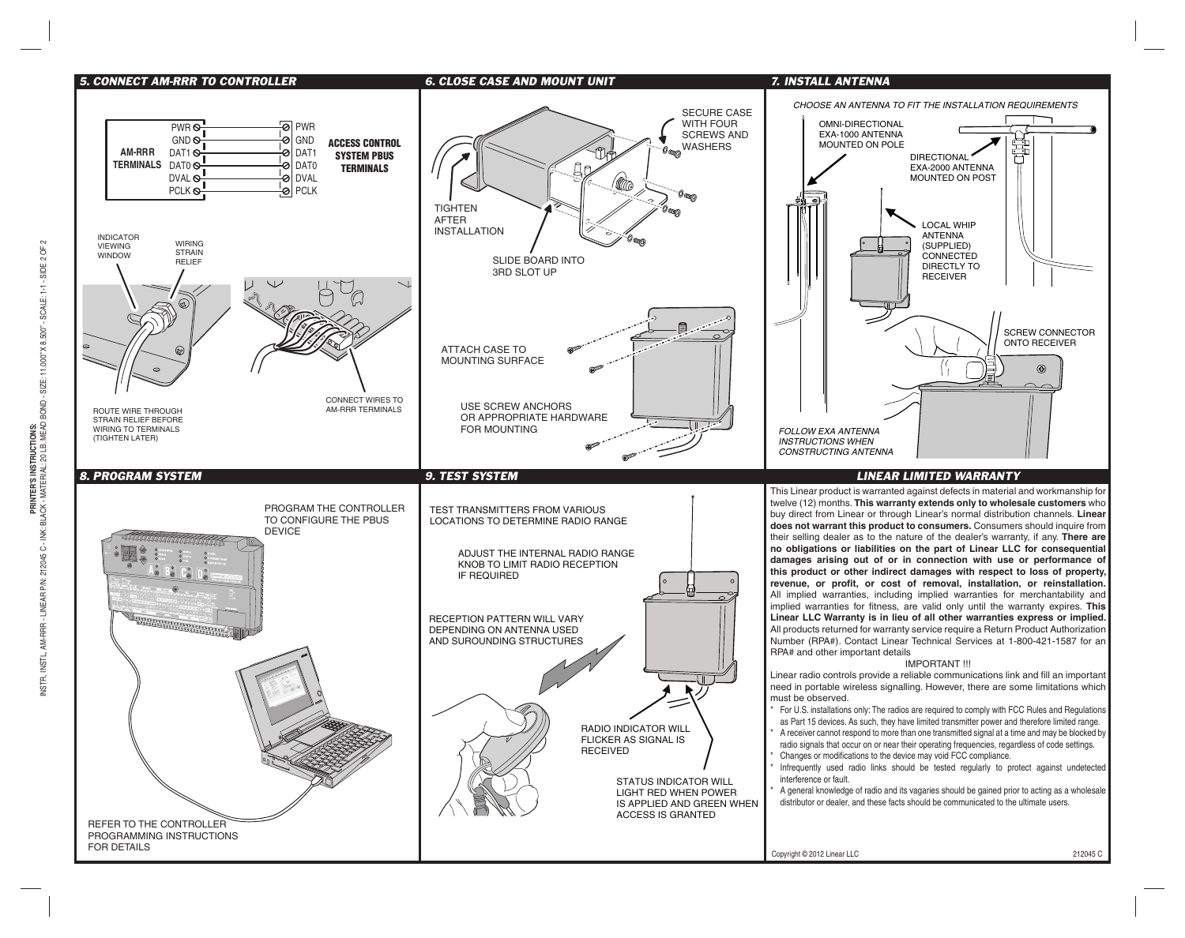## 5. CONNECT AM-RRR TO CONTROLLER

| AM-RRR TERMINALS | ACCESS CONTROL SYSTEM PBUS TERMINALS |
|---|---|
| PWR | PWR |
| GND | GND |
| DAT1 | DAT1 |
| DAT0 | DAT0 |
| DVAL | DVAL |
| PCLK | PCLK |

INDICATOR VIEWING WINDOW

WIRING STRAIN RELIEF

ROUTE WIRE THROUGH STRAIN RELIEF BEFORE WIRING TO TERMINALS (TIGHTEN LATER)

CONNECT WIRES TO AM-RRR TERMINALS

## 6. CLOSE CASE AND MOUNT UNIT

SECURE CASE WITH FOUR SCREWS AND WASHERS

TIGHTEN AFTER INSTALLATION

SLIDE BOARD INTO 3RD SLOT UP

ATTACH CASE TO MOUNTING SURFACE

USE SCREW ANCHORS OR APPROPRIATE HARDWARE FOR MOUNTING

## 7. INSTALL ANTENNA

*CHOOSE AN ANTENNA TO FIT THE INSTALLATION REQUIREMENTS*

OMNI-DIRECTIONAL EXA-1000 ANTENNA MOUNTED ON POLE

DIRECTIONAL EXA-2000 ANTENNA MOUNTED ON POST

LOCAL WHIP ANTENNA (SUPPLIED) CONNECTED DIRECTLY TO RECEIVER

SCREW CONNECTOR ONTO RECEIVER

*FOLLOW EXA ANTENNA INSTRUCTIONS WHEN CONSTRUCTING ANTENNA*

## 8. PROGRAM SYSTEM

PROGRAM THE CONTROLLER TO CONFIGURE THE PBUS DEVICE

REFER TO THE CONTROLLER PROGRAMMING INSTRUCTIONS FOR DETAILS

## 9. TEST SYSTEM

TEST TRANSMITTERS FROM VARIOUS LOCATIONS TO DETERMINE RADIO RANGE

ADJUST THE INTERNAL RADIO RANGE KNOB TO LIMIT RADIO RECEPTION IF REQUIRED

RECEPTION PATTERN WILL VARY DEPENDING ON ANTENNA USED AND SUROUNDING STRUCTURES

RADIO INDICATOR WILL FLICKER AS SIGNAL IS RECEIVED

STATUS INDICATOR WILL LIGHT RED WHEN POWER IS APPLIED AND GREEN WHEN ACCESS IS GRANTED

## LINEAR LIMITED WARRANTY

This Linear product is warranted against defects in material and workmanship for twelve (12) months. **This warranty extends only to wholesale customers** who buy direct from Linear or through Linear's normal distribution channels. **Linear does not warrant this product to consumers.** Consumers should inquire from their selling dealer as to the nature of the dealer's warranty, if any. **There are no obligations or liabilities on the part of Linear LLC for consequential damages arising out of or in connection with use or performance of this product or other indirect damages with respect to loss of property, revenue, or profit, or cost of removal, installation, or reinstallation.** All implied warranties, including implied warranties for merchantability and implied warranties for fitness, are valid only until the warranty expires. **This Linear LLC Warranty is in lieu of all other warranties express or implied.** All products returned for warranty service require a Return Product Authorization Number (RPA#). Contact Linear Technical Services at 1-800-421-1587 for an RPA# and other important details

IMPORTANT !!!

Linear radio controls provide a reliable communications link and fill an important need in portable wireless signalling. However, there are some limitations which must be observed.

* For U.S. installations only: The radios are required to comply with FCC Rules and Regulations as Part 15 devices. As such, they have limited transmitter power and therefore limited range.
* A receiver cannot respond to more than one transmitted signal at a time and may be blocked by radio signals that occur on or near their operating frequencies, regardless of code settings.
* Changes or modifications to the device may void FCC compliance.
* Infrequently used radio links should be tested regularly to protect against undetected interference or fault.
* A general knowledge of radio and its vagaries should be gained prior to acting as a wholesale distributor or dealer, and these facts should be communicated to the ultimate users.

Copyright © 2012 Linear LLC

212045 C